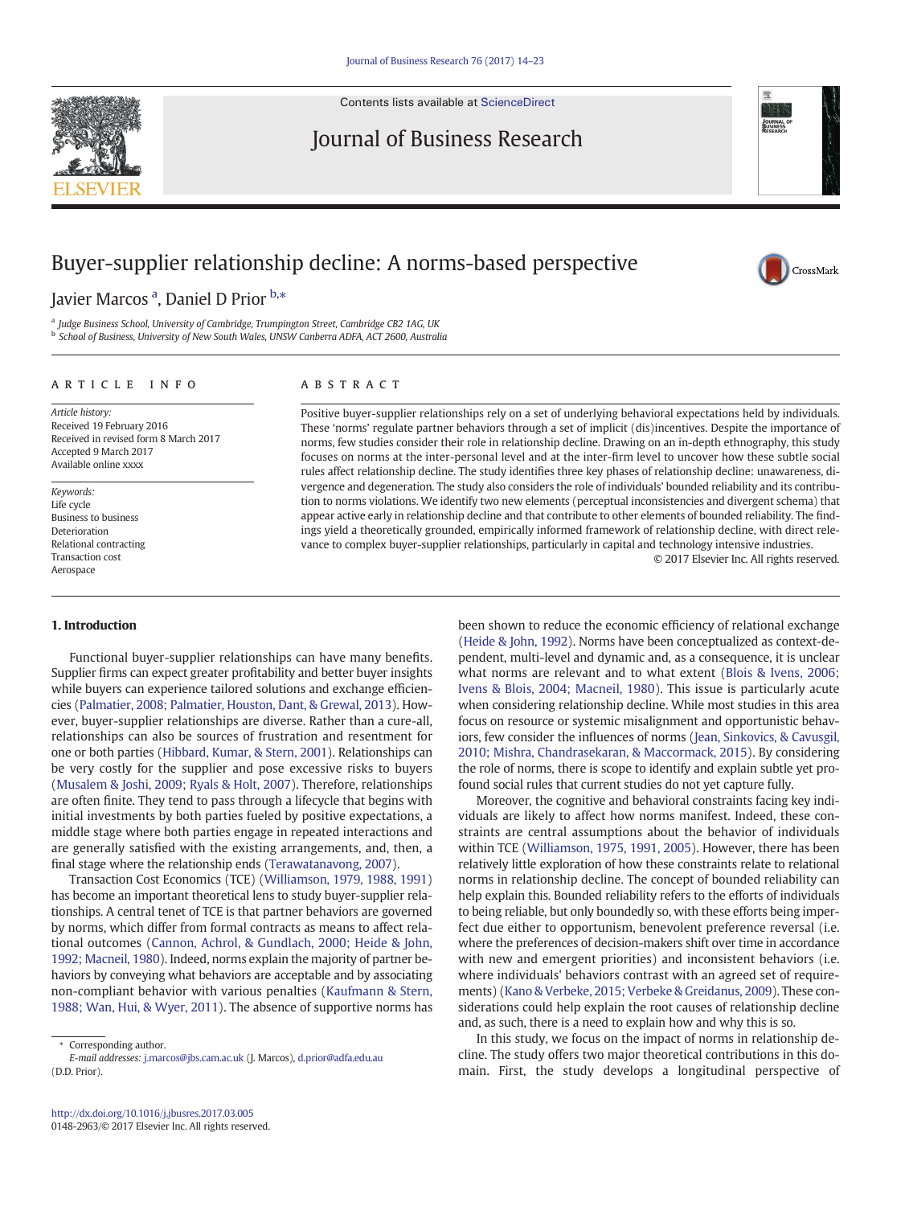# Buyer-supplier relationship decline: A norms-based perspective

Javier Marcos [a], Daniel D Prior [b,*]

[a] Judge Business School, University of Cambridge, Trumpington Street, Cambridge CB2 1AG, UK
[b] School of Business, University of New South Wales, UNSW Canberra ADFA, ACT 2600, Australia

**ARTICLE INFO**

*Article history:*
Received 19 February 2016
Received in revised form 8 March 2017
Accepted 9 March 2017
Available online xxxx

*Keywords:*
Life cycle
Business to business
Deterioration
Relational contracting
Transaction cost
Aerospace

**ABSTRACT**

Positive buyer-supplier relationships rely on a set of underlying behavioral expectations held by individuals. These 'norms' regulate partner behaviors through a set of implicit (dis)incentives. Despite the importance of norms, few studies consider their role in relationship decline. Drawing on an in-depth ethnography, this study focuses on norms at the inter-personal level and at the inter-firm level to uncover how these subtle social rules affect relationship decline. The study identifies three key phases of relationship decline: unawareness, divergence and degeneration. The study also considers the role of individuals' bounded reliability and its contribution to norms violations. We identify two new elements (perceptual inconsistencies and divergent schema) that appear active early in relationship decline and that contribute to other elements of bounded reliability. The findings yield a theoretically grounded, empirically informed framework of relationship decline, with direct relevance to complex buyer-supplier relationships, particularly in capital and technology intensive industries.

© 2017 Elsevier Inc. All rights reserved.

## 1. Introduction

Functional buyer-supplier relationships can have many benefits. Supplier firms can expect greater profitability and better buyer insights while buyers can experience tailored solutions and exchange efficiencies (Palmatier, 2008; Palmatier, Houston, Dant, & Grewal, 2013). However, buyer-supplier relationships are diverse. Rather than a cure-all, relationships can also be sources of frustration and resentment for one or both parties (Hibbard, Kumar, & Stern, 2001). Relationships can be very costly for the supplier and pose excessive risks to buyers (Musalem & Joshi, 2009; Ryals & Holt, 2007). Therefore, relationships are often finite. They tend to pass through a lifecycle that begins with initial investments by both parties fueled by positive expectations, a middle stage where both parties engage in repeated interactions and are generally satisfied with the existing arrangements, and, then, a final stage where the relationship ends (Terawatanavong, 2007).

Transaction Cost Economics (TCE) (Williamson, 1979, 1988, 1991) has become an important theoretical lens to study buyer-supplier relationships. A central tenet of TCE is that partner behaviors are governed by norms, which differ from formal contracts as means to affect relational outcomes (Cannon, Achrol, & Gundlach, 2000; Heide & John, 1992; Macneil, 1980). Indeed, norms explain the majority of partner behaviors by conveying what behaviors are acceptable and by associating non-compliant behavior with various penalties (Kaufmann & Stern, 1988; Wan, Hui, & Wyer, 2011). The absence of supportive norms has been shown to reduce the economic efficiency of relational exchange (Heide & John, 1992). Norms have been conceptualized as context-dependent, multi-level and dynamic and, as a consequence, it is unclear what norms are relevant and to what extent (Blois & Ivens, 2006; Ivens & Blois, 2004; Macneil, 1980). This issue is particularly acute when considering relationship decline. While most studies in this area focus on resource or systemic misalignment and opportunistic behaviors, few consider the influences of norms (Jean, Sinkovics, & Cavusgil, 2010; Mishra, Chandrasekaran, & Maccormack, 2015). By considering the role of norms, there is scope to identify and explain subtle yet profound social rules that current studies do not yet capture fully.

Moreover, the cognitive and behavioral constraints facing key individuals are likely to affect how norms manifest. Indeed, these constraints are central assumptions about the behavior of individuals within TCE (Williamson, 1975, 1991, 2005). However, there has been relatively little exploration of how these constraints relate to relational norms in relationship decline. The concept of bounded reliability can help explain this. Bounded reliability refers to the efforts of individuals to being reliable, but only boundedly so, with these efforts being imperfect due either to opportunism, benevolent preference reversal (i.e. where the preferences of decision-makers shift over time in accordance with new and emergent priorities) and inconsistent behaviors (i.e. where individuals' behaviors contrast with an agreed set of requirements) (Kano & Verbeke, 2015; Verbeke & Greidanus, 2009). These considerations could help explain the root causes of relationship decline and, as such, there is a need to explain how and why this is so.

In this study, we focus on the impact of norms in relationship decline. The study offers two major theoretical contributions in this domain. First, the study develops a longitudinal perspective of

* Corresponding author.
E-mail addresses: j.marcos@jbs.cam.ac.uk (J. Marcos), d.prior@adfa.edu.au (D.D. Prior).

http://dx.doi.org/10.1016/j.jbusres.2017.03.005
0148-2963/© 2017 Elsevier Inc. All rights reserved.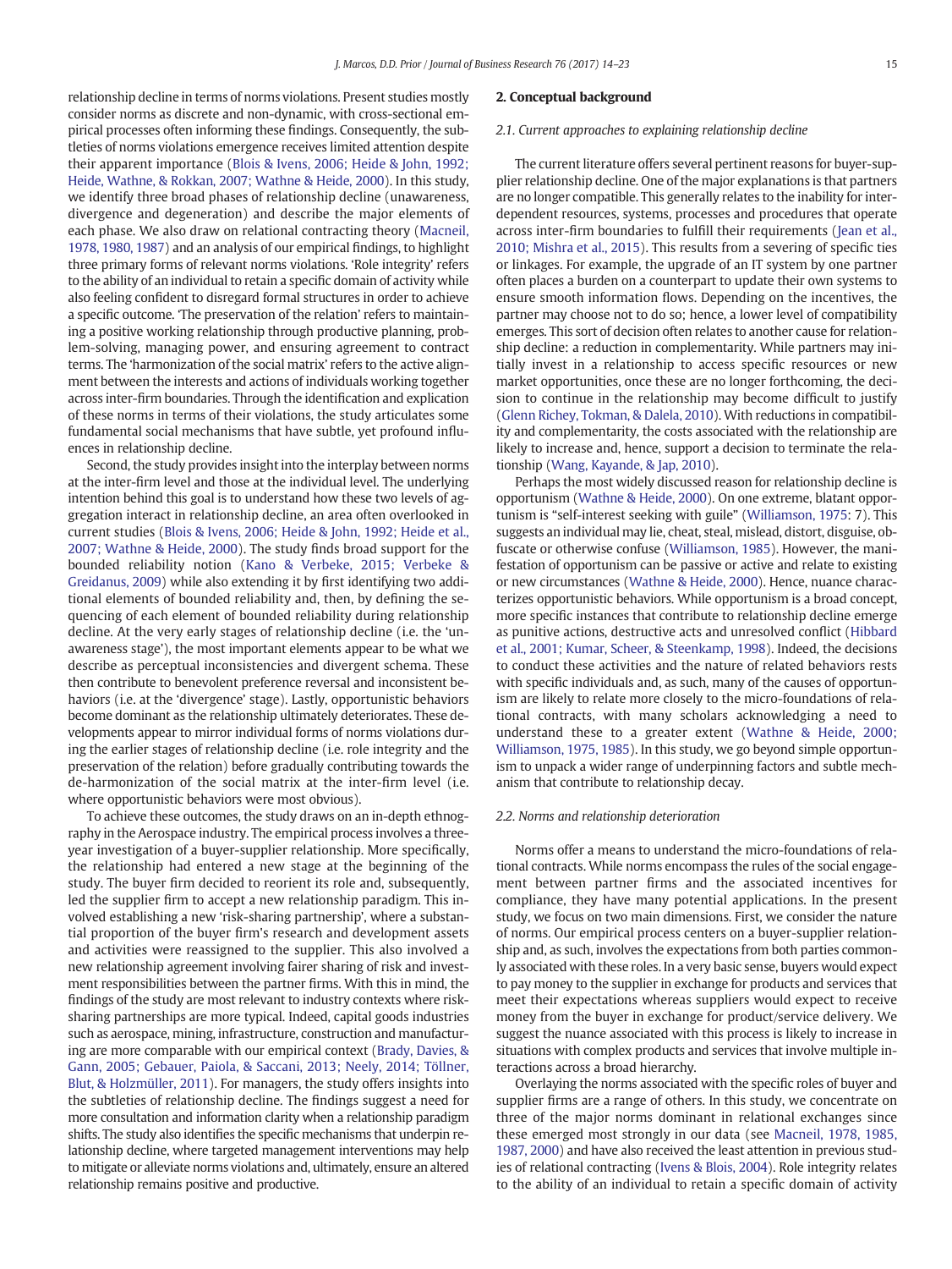relationship decline in terms of norms violations. Present studies mostly consider norms as discrete and non-dynamic, with cross-sectional empirical processes often informing these findings. Consequently, the subtleties of norms violations emergence receives limited attention despite their apparent importance (Blois & Ivens, 2006; Heide & John, 1992; Heide, Wathne, & Rokkan, 2007; Wathne & Heide, 2000). In this study, we identify three broad phases of relationship decline (unawareness, divergence and degeneration) and describe the major elements of each phase. We also draw on relational contracting theory (Macneil, 1978, 1980, 1987) and an analysis of our empirical findings, to highlight three primary forms of relevant norms violations. 'Role integrity' refers to the ability of an individual to retain a specific domain of activity while also feeling confident to disregard formal structures in order to achieve a specific outcome. 'The preservation of the relation' refers to maintaining a positive working relationship through productive planning, problem-solving, managing power, and ensuring agreement to contract terms. The 'harmonization of the social matrix' refers to the active alignment between the interests and actions of individuals working together across inter-firm boundaries. Through the identification and explication of these norms in terms of their violations, the study articulates some fundamental social mechanisms that have subtle, yet profound influences in relationship decline.

Second, the study provides insight into the interplay between norms at the inter-firm level and those at the individual level. The underlying intention behind this goal is to understand how these two levels of aggregation interact in relationship decline, an area often overlooked in current studies (Blois & Ivens, 2006; Heide & John, 1992; Heide et al., 2007; Wathne & Heide, 2000). The study finds broad support for the bounded reliability notion (Kano & Verbeke, 2015; Verbeke & Greidanus, 2009) while also extending it by first identifying two additional elements of bounded reliability and, then, by defining the sequencing of each element of bounded reliability during relationship decline. At the very early stages of relationship decline (i.e. the 'unawareness stage'), the most important elements appear to be what we describe as perceptual inconsistencies and divergent schema. These then contribute to benevolent preference reversal and inconsistent behaviors (i.e. at the 'divergence' stage). Lastly, opportunistic behaviors become dominant as the relationship ultimately deteriorates. These developments appear to mirror individual forms of norms violations during the earlier stages of relationship decline (i.e. role integrity and the preservation of the relation) before gradually contributing towards the de-harmonization of the social matrix at the inter-firm level (i.e. where opportunistic behaviors were most obvious).

To achieve these outcomes, the study draws on an in-depth ethnography in the Aerospace industry. The empirical process involves a three-year investigation of a buyer-supplier relationship. More specifically, the relationship had entered a new stage at the beginning of the study. The buyer firm decided to reorient its role and, subsequently, led the supplier firm to accept a new relationship paradigm. This involved establishing a new 'risk-sharing partnership', where a substantial proportion of the buyer firm's research and development assets and activities were reassigned to the supplier. This also involved a new relationship agreement involving fairer sharing of risk and investment responsibilities between the partner firms. With this in mind, the findings of the study are most relevant to industry contexts where risk-sharing partnerships are more typical. Indeed, capital goods industries such as aerospace, mining, infrastructure, construction and manufacturing are more comparable with our empirical context (Brady, Davies, & Gann, 2005; Gebauer, Paiola, & Saccani, 2013; Neely, 2014; Töllner, Blut, & Holzmüller, 2011). For managers, the study offers insights into the subtleties of relationship decline. The findings suggest a need for more consultation and information clarity when a relationship paradigm shifts. The study also identifies the specific mechanisms that underpin relationship decline, where targeted management interventions may help to mitigate or alleviate norms violations and, ultimately, ensure an altered relationship remains positive and productive.

## 2. Conceptual background

### 2.1. Current approaches to explaining relationship decline

The current literature offers several pertinent reasons for buyer-supplier relationship decline. One of the major explanations is that partners are no longer compatible. This generally relates to the inability for interdependent resources, systems, processes and procedures that operate across inter-firm boundaries to fulfill their requirements (Jean et al., 2010; Mishra et al., 2015). This results from a severing of specific ties or linkages. For example, the upgrade of an IT system by one partner often places a burden on a counterpart to update their own systems to ensure smooth information flows. Depending on the incentives, the partner may choose not to do so; hence, a lower level of compatibility emerges. This sort of decision often relates to another cause for relationship decline: a reduction in complementarity. While partners may initially invest in a relationship to access specific resources or new market opportunities, once these are no longer forthcoming, the decision to continue in the relationship may become difficult to justify (Glenn Richey, Tokman, & Dalela, 2010). With reductions in compatibility and complementarity, the costs associated with the relationship are likely to increase and, hence, support a decision to terminate the relationship (Wang, Kayande, & Jap, 2010).

Perhaps the most widely discussed reason for relationship decline is opportunism (Wathne & Heide, 2000). On one extreme, blatant opportunism is "self-interest seeking with guile" (Williamson, 1975: 7). This suggests an individual may lie, cheat, steal, mislead, distort, disguise, obfuscate or otherwise confuse (Williamson, 1985). However, the manifestation of opportunism can be passive or active and relate to existing or new circumstances (Wathne & Heide, 2000). Hence, nuance characterizes opportunistic behaviors. While opportunism is a broad concept, more specific instances that contribute to relationship decline emerge as punitive actions, destructive acts and unresolved conflict (Hibbard et al., 2001; Kumar, Scheer, & Steenkamp, 1998). Indeed, the decisions to conduct these activities and the nature of related behaviors rests with specific individuals and, as such, many of the causes of opportunism are likely to relate more closely to the micro-foundations of relational contracts, with many scholars acknowledging a need to understand these to a greater extent (Wathne & Heide, 2000; Williamson, 1975, 1985). In this study, we go beyond simple opportunism to unpack a wider range of underpinning factors and subtle mechanism that contribute to relationship decay.

### 2.2. Norms and relationship deterioration

Norms offer a means to understand the micro-foundations of relational contracts. While norms encompass the rules of the social engagement between partner firms and the associated incentives for compliance, they have many potential applications. In the present study, we focus on two main dimensions. First, we consider the nature of norms. Our empirical process centers on a buyer-supplier relationship and, as such, involves the expectations from both parties commonly associated with these roles. In a very basic sense, buyers would expect to pay money to the supplier in exchange for products and services that meet their expectations whereas suppliers would expect to receive money from the buyer in exchange for product/service delivery. We suggest the nuance associated with this process is likely to increase in situations with complex products and services that involve multiple interactions across a broad hierarchy.

Overlaying the norms associated with the specific roles of buyer and supplier firms are a range of others. In this study, we concentrate on three of the major norms dominant in relational exchanges since these emerged most strongly in our data (see Macneil, 1978, 1985, 1987, 2000) and have also received the least attention in previous studies of relational contracting (Ivens & Blois, 2004). Role integrity relates to the ability of an individual to retain a specific domain of activity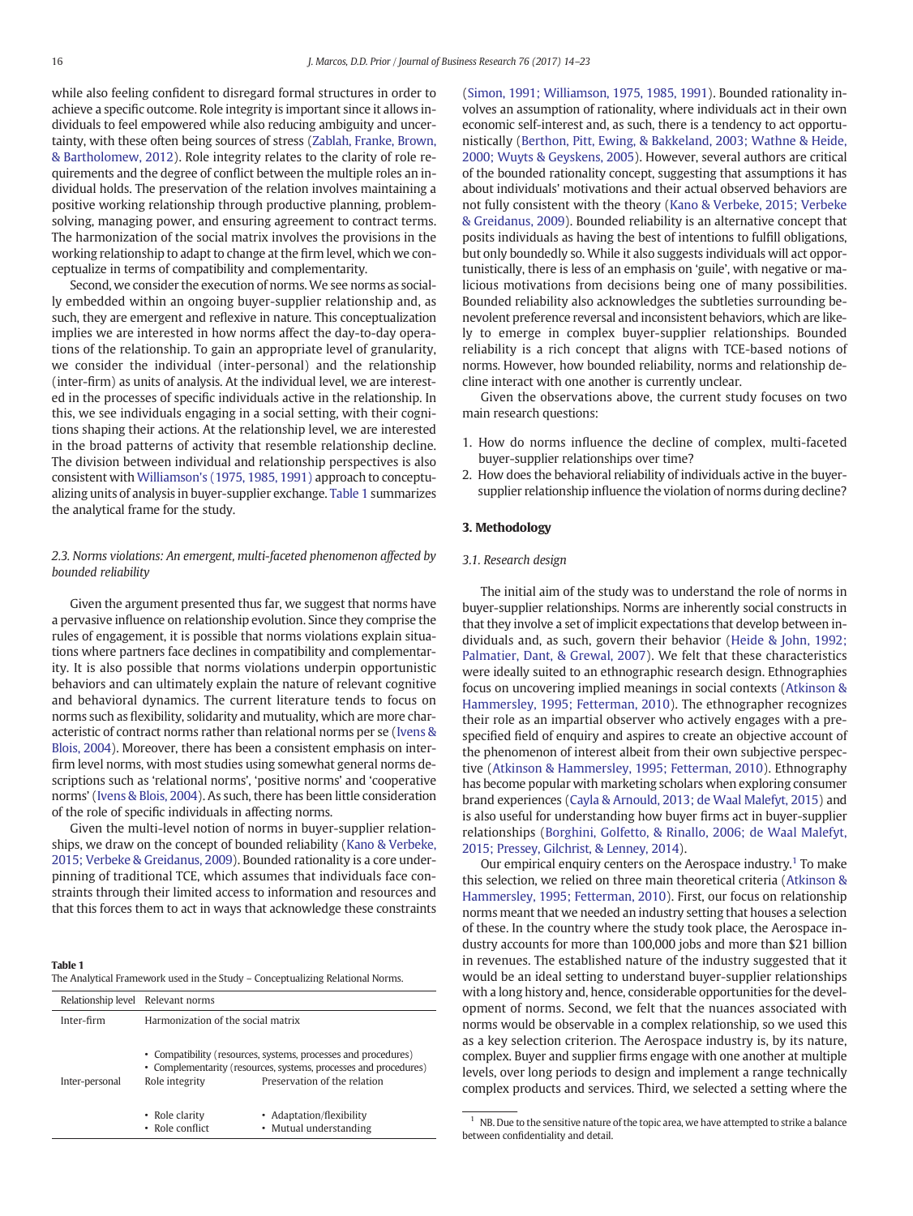while also feeling confident to disregard formal structures in order to achieve a specific outcome. Role integrity is important since it allows individuals to feel empowered while also reducing ambiguity and uncertainty, with these often being sources of stress (Zablah, Franke, Brown, & Bartholomew, 2012). Role integrity relates to the clarity of role requirements and the degree of conflict between the multiple roles an individual holds. The preservation of the relation involves maintaining a positive working relationship through productive planning, problem-solving, managing power, and ensuring agreement to contract terms. The harmonization of the social matrix involves the provisions in the working relationship to adapt to change at the firm level, which we conceptualize in terms of compatibility and complementarity.

Second, we consider the execution of norms. We see norms as socially embedded within an ongoing buyer-supplier relationship and, as such, they are emergent and reflexive in nature. This conceptualization implies we are interested in how norms affect the day-to-day operations of the relationship. To gain an appropriate level of granularity, we consider the individual (inter-personal) and the relationship (inter-firm) as units of analysis. At the individual level, we are interested in the processes of specific individuals active in the relationship. In this, we see individuals engaging in a social setting, with their cognitions shaping their actions. At the relationship level, we are interested in the broad patterns of activity that resemble relationship decline. The division between individual and relationship perspectives is also consistent with Williamson's (1975, 1985, 1991) approach to conceptualizing units of analysis in buyer-supplier exchange. Table 1 summarizes the analytical frame for the study.

### 2.3. Norms violations: An emergent, multi-faceted phenomenon affected by bounded reliability

Given the argument presented thus far, we suggest that norms have a pervasive influence on relationship evolution. Since they comprise the rules of engagement, it is possible that norms violations explain situations where partners face declines in compatibility and complementarity. It is also possible that norms violations underpin opportunistic behaviors and can ultimately explain the nature of relevant cognitive and behavioral dynamics. The current literature tends to focus on norms such as flexibility, solidarity and mutuality, which are more characteristic of contract norms rather than relational norms per se (Ivens & Blois, 2004). Moreover, there has been a consistent emphasis on inter-firm level norms, with most studies using somewhat general norms descriptions such as 'relational norms', 'positive norms' and 'cooperative norms' (Ivens & Blois, 2004). As such, there has been little consideration of the role of specific individuals in affecting norms.

Given the multi-level notion of norms in buyer-supplier relationships, we draw on the concept of bounded reliability (Kano & Verbeke, 2015; Verbeke & Greidanus, 2009). Bounded rationality is a core underpinning of traditional TCE, which assumes that individuals face constraints through their limited access to information and resources and that this forces them to act in ways that acknowledge these constraints (Simon, 1991; Williamson, 1975, 1985, 1991). Bounded rationality involves an assumption of rationality, where individuals act in their own economic self-interest and, as such, there is a tendency to act opportunistically (Berthon, Pitt, Ewing, & Bakkeland, 2003; Wathne & Heide, 2000; Wuyts & Geyskens, 2005). However, several authors are critical of the bounded rationality concept, suggesting that assumptions it has about individuals' motivations and their actual observed behaviors are not fully consistent with the theory (Kano & Verbeke, 2015; Verbeke & Greidanus, 2009). Bounded reliability is an alternative concept that posits individuals as having the best of intentions to fulfill obligations, but only boundedly so. While it also suggests individuals will act opportunistically, there is less of an emphasis on 'guile', with negative or malicious motivations from decisions being one of many possibilities. Bounded reliability also acknowledges the subtleties surrounding benevolent preference reversal and inconsistent behaviors, which are likely to emerge in complex buyer-supplier relationships. Bounded reliability is a rich concept that aligns with TCE-based notions of norms. However, how bounded reliability, norms and relationship decline interact with one another is currently unclear.

**Table 1**
The Analytical Framework used in the Study – Conceptualizing Relational Norms.

| Relationship level | Relevant norms | |
|---|---|---|
| Inter-firm | Harmonization of the social matrix | |
| | • Compatibility (resources, systems, processes and procedures)<br>• Complementarity (resources, systems, processes and procedures) | |
| Inter-personal | Role integrity | Preservation of the relation |
| | • Role clarity<br>• Role conflict | • Adaptation/flexibility<br>• Mutual understanding |

Given the observations above, the current study focuses on two main research questions:

1. How do norms influence the decline of complex, multi-faceted buyer-supplier relationships over time?
2. How does the behavioral reliability of individuals active in the buyer-supplier relationship influence the violation of norms during decline?

## 3. Methodology

### 3.1. Research design

The initial aim of the study was to understand the role of norms in buyer-supplier relationships. Norms are inherently social constructs in that they involve a set of implicit expectations that develop between individuals and, as such, govern their behavior (Heide & John, 1992; Palmatier, Dant, & Grewal, 2007). We felt that these characteristics were ideally suited to an ethnographic research design. Ethnographies focus on uncovering implied meanings in social contexts (Atkinson & Hammersley, 1995; Fetterman, 2010). The ethnographer recognizes their role as an impartial observer who actively engages with a pre-specified field of enquiry and aspires to create an objective account of the phenomenon of interest albeit from their own subjective perspective (Atkinson & Hammersley, 1995; Fetterman, 2010). Ethnography has become popular with marketing scholars when exploring consumer brand experiences (Cayla & Arnould, 2013; de Waal Malefyt, 2015) and is also useful for understanding how buyer firms act in buyer-supplier relationships (Borghini, Golfetto, & Rinallo, 2006; de Waal Malefyt, 2015; Pressey, Gilchrist, & Lenney, 2014).

Our empirical enquiry centers on the Aerospace industry.[1] To make this selection, we relied on three main theoretical criteria (Atkinson & Hammersley, 1995; Fetterman, 2010). First, our focus on relationship norms meant that we needed an industry setting that houses a selection of these. In the country where the study took place, the Aerospace industry accounts for more than 100,000 jobs and more than $21 billion in revenues. The established nature of the industry suggested that it would be an ideal setting to understand buyer-supplier relationships with a long history and, hence, considerable opportunities for the development of norms. Second, we felt that the nuances associated with norms would be observable in a complex relationship, so we used this as a key selection criterion. The Aerospace industry is, by its nature, complex. Buyer and supplier firms engage with one another at multiple levels, over long periods to design and implement a range technically complex products and services. Third, we selected a setting where the

[1] NB. Due to the sensitive nature of the topic area, we have attempted to strike a balance between confidentiality and detail.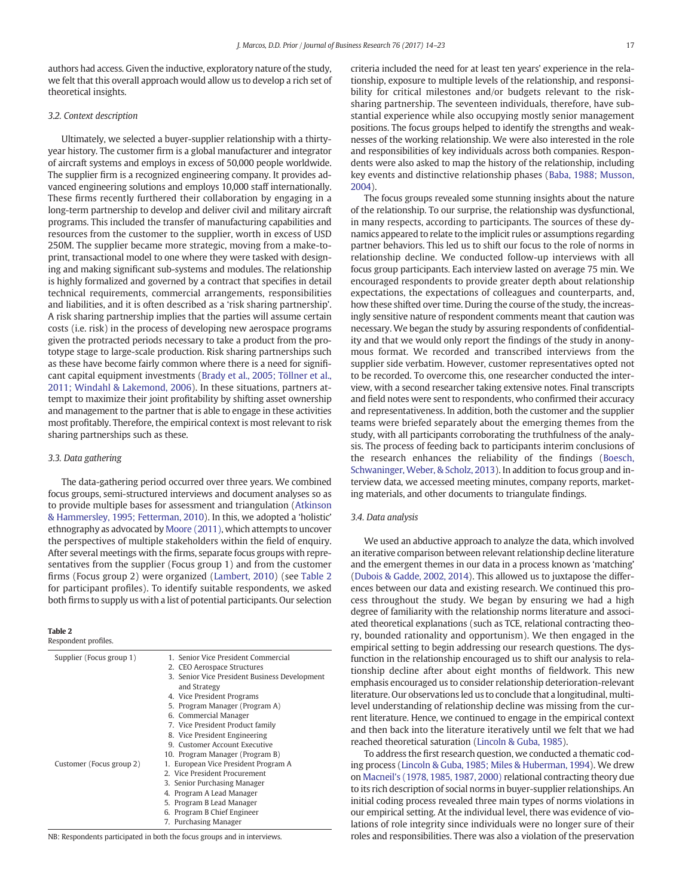authors had access. Given the inductive, exploratory nature of the study, we felt that this overall approach would allow us to develop a rich set of theoretical insights.

### 3.2. Context description

Ultimately, we selected a buyer-supplier relationship with a thirty-year history. The customer firm is a global manufacturer and integrator of aircraft systems and employs in excess of 50,000 people worldwide. The supplier firm is a recognized engineering company. It provides advanced engineering solutions and employs 10,000 staff internationally. These firms recently furthered their collaboration by engaging in a long-term partnership to develop and deliver civil and military aircraft programs. This included the transfer of manufacturing capabilities and resources from the customer to the supplier, worth in excess of USD 250M. The supplier became more strategic, moving from a make-to-print, transactional model to one where they were tasked with designing and making significant sub-systems and modules. The relationship is highly formalized and governed by a contract that specifies in detail technical requirements, commercial arrangements, responsibilities and liabilities, and it is often described as a 'risk sharing partnership'. A risk sharing partnership implies that the parties will assume certain costs (i.e. risk) in the process of developing new aerospace programs given the protracted periods necessary to take a product from the prototype stage to large-scale production. Risk sharing partnerships such as these have become fairly common where there is a need for significant capital equipment investments (Brady et al., 2005; Töllner et al., 2011; Windahl & Lakemond, 2006). In these situations, partners attempt to maximize their joint profitability by shifting asset ownership and management to the partner that is able to engage in these activities most profitably. Therefore, the empirical context is most relevant to risk sharing partnerships such as these.

### 3.3. Data gathering

The data-gathering period occurred over three years. We combined focus groups, semi-structured interviews and document analyses so as to provide multiple bases for assessment and triangulation (Atkinson & Hammersley, 1995; Fetterman, 2010). In this, we adopted a 'holistic' ethnography as advocated by Moore (2011), which attempts to uncover the perspectives of multiple stakeholders within the field of enquiry. After several meetings with the firms, separate focus groups with representatives from the supplier (Focus group 1) and from the customer firms (Focus group 2) were organized (Lambert, 2010) (see Table 2 for participant profiles). To identify suitable respondents, we asked both firms to supply us with a list of potential participants. Our selection criteria included the need for at least ten years' experience in the relationship, exposure to multiple levels of the relationship, and responsibility for critical milestones and/or budgets relevant to the risk-sharing partnership. The seventeen individuals, therefore, have substantial experience while also occupying mostly senior management positions. The focus groups helped to identify the strengths and weaknesses of the working relationship. We were also interested in the role and responsibilities of key individuals across both companies. Respondents were also asked to map the history of the relationship, including key events and distinctive relationship phases (Baba, 1988; Musson, 2004).

**Table 2**
Respondent profiles.

| | |
|---|---|
| Supplier (Focus group 1) | 1. Senior Vice President Commercial |
| | 2. CEO Aerospace Structures |
| | 3. Senior Vice President Business Development and Strategy |
| | 4. Vice President Programs |
| | 5. Program Manager (Program A) |
| | 6. Commercial Manager |
| | 7. Vice President Product family |
| | 8. Vice President Engineering |
| | 9. Customer Account Executive |
| | 10. Program Manager (Program B) |
| Customer (Focus group 2) | 1. European Vice President Program A |
| | 2. Vice President Procurement |
| | 3. Senior Purchasing Manager |
| | 4. Program A Lead Manager |
| | 5. Program B Lead Manager |
| | 6. Program B Chief Engineer |
| | 7. Purchasing Manager |

NB: Respondents participated in both the focus groups and in interviews.

The focus groups revealed some stunning insights about the nature of the relationship. To our surprise, the relationship was dysfunctional, in many respects, according to participants. The sources of these dynamics appeared to relate to the implicit rules or assumptions regarding partner behaviors. This led us to shift our focus to the role of norms in relationship decline. We conducted follow-up interviews with all focus group participants. Each interview lasted on average 75 min. We encouraged respondents to provide greater depth about relationship expectations, the expectations of colleagues and counterparts, and, how these shifted over time. During the course of the study, the increasingly sensitive nature of respondent comments meant that caution was necessary. We began the study by assuring respondents of confidentiality and that we would only report the findings of the study in anonymous format. We recorded and transcribed interviews from the supplier side verbatim. However, customer representatives opted not to be recorded. To overcome this, one researcher conducted the interview, with a second researcher taking extensive notes. Final transcripts and field notes were sent to respondents, who confirmed their accuracy and representativeness. In addition, both the customer and the supplier teams were briefed separately about the emerging themes from the study, with all participants corroborating the truthfulness of the analysis. The process of feeding back to participants interim conclusions of the research enhances the reliability of the findings (Boesch, Schwaninger, Weber, & Scholz, 2013). In addition to focus group and interview data, we accessed meeting minutes, company reports, marketing materials, and other documents to triangulate findings.

### 3.4. Data analysis

We used an abductive approach to analyze the data, which involved an iterative comparison between relevant relationship decline literature and the emergent themes in our data in a process known as 'matching' (Dubois & Gadde, 2002, 2014). This allowed us to juxtapose the differences between our data and existing research. We continued this process throughout the study. We began by ensuring we had a high degree of familiarity with the relationship norms literature and associated theoretical explanations (such as TCE, relational contracting theory, bounded rationality and opportunism). We then engaged in the empirical setting to begin addressing our research questions. The dysfunction in the relationship encouraged us to shift our analysis to relationship decline after about eight months of fieldwork. This new emphasis encouraged us to consider relationship deterioration-relevant literature. Our observations led us to conclude that a longitudinal, multi-level understanding of relationship decline was missing from the current literature. Hence, we continued to engage in the empirical context and then back into the literature iteratively until we felt that we had reached theoretical saturation (Lincoln & Guba, 1985).

To address the first research question, we conducted a thematic coding process (Lincoln & Guba, 1985; Miles & Huberman, 1994). We drew on Macneil's (1978, 1985, 1987, 2000) relational contracting theory due to its rich description of social norms in buyer-supplier relationships. An initial coding process revealed three main types of norms violations in our empirical setting. At the individual level, there was evidence of violations of role integrity since individuals were no longer sure of their roles and responsibilities. There was also a violation of the preservation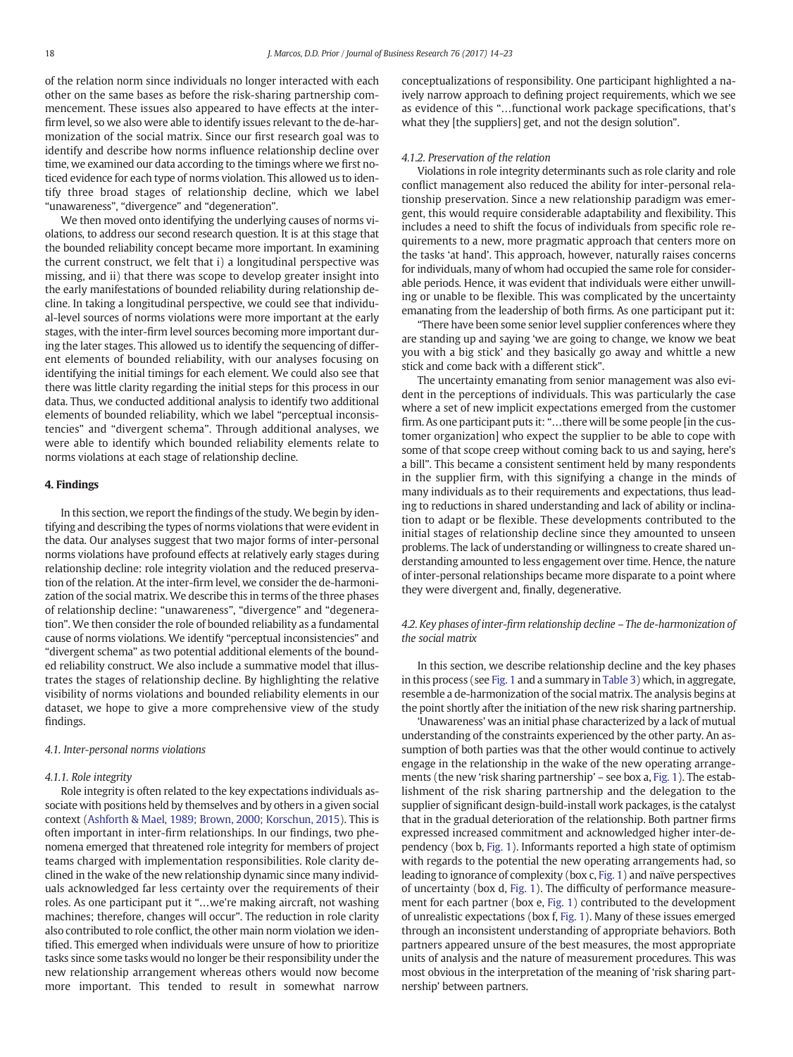of the relation norm since individuals no longer interacted with each other on the same bases as before the risk-sharing partnership commencement. These issues also appeared to have effects at the inter-firm level, so we also were able to identify issues relevant to the de-harmonization of the social matrix. Since our first research goal was to identify and describe how norms influence relationship decline over time, we examined our data according to the timings where we first noticed evidence for each type of norms violation. This allowed us to identify three broad stages of relationship decline, which we label "unawareness", "divergence" and "degeneration".

We then moved onto identifying the underlying causes of norms violations, to address our second research question. It is at this stage that the bounded reliability concept became more important. In examining the current construct, we felt that i) a longitudinal perspective was missing, and ii) that there was scope to develop greater insight into the early manifestations of bounded reliability during relationship decline. In taking a longitudinal perspective, we could see that individual-level sources of norms violations were more important at the early stages, with the inter-firm level sources becoming more important during the later stages. This allowed us to identify the sequencing of different elements of bounded reliability, with our analyses focusing on identifying the initial timings for each element. We could also see that there was little clarity regarding the initial steps for this process in our data. Thus, we conducted additional analysis to identify two additional elements of bounded reliability, which we label "perceptual inconsistencies" and "divergent schema". Through additional analyses, we were able to identify which bounded reliability elements relate to norms violations at each stage of relationship decline.

## 4. Findings

In this section, we report the findings of the study. We begin by identifying and describing the types of norms violations that were evident in the data. Our analyses suggest that two major forms of inter-personal norms violations have profound effects at relatively early stages during relationship decline: role integrity violation and the reduced preservation of the relation. At the inter-firm level, we consider the de-harmonization of the social matrix. We describe this in terms of the three phases of relationship decline: "unawareness", "divergence" and "degeneration". We then consider the role of bounded reliability as a fundamental cause of norms violations. We identify "perceptual inconsistencies" and "divergent schema" as two potential additional elements of the bounded reliability construct. We also include a summative model that illustrates the stages of relationship decline. By highlighting the relative visibility of norms violations and bounded reliability elements in our dataset, we hope to give a more comprehensive view of the study findings.

### 4.1. Inter-personal norms violations

#### 4.1.1. Role integrity

Role integrity is often related to the key expectations individuals associate with positions held by themselves and by others in a given social context (Ashforth & Mael, 1989; Brown, 2000; Korschun, 2015). This is often important in inter-firm relationships. In our findings, two phenomena emerged that threatened role integrity for members of project teams charged with implementation responsibilities. Role clarity declined in the wake of the new relationship dynamic since many individuals acknowledged far less certainty over the requirements of their roles. As one participant put it "…we're making aircraft, not washing machines; therefore, changes will occur". The reduction in role clarity also contributed to role conflict, the other main norm violation we identified. This emerged when individuals were unsure of how to prioritize tasks since some tasks would no longer be their responsibility under the new relationship arrangement whereas others would now become more important. This tended to result in somewhat narrow conceptualizations of responsibility. One participant highlighted a naively narrow approach to defining project requirements, which we see as evidence of this "…functional work package specifications, that's what they [the suppliers] get, and not the design solution".

#### 4.1.2. Preservation of the relation

Violations in role integrity determinants such as role clarity and role conflict management also reduced the ability for inter-personal relationship preservation. Since a new relationship paradigm was emergent, this would require considerable adaptability and flexibility. This includes a need to shift the focus of individuals from specific role requirements to a new, more pragmatic approach that centers more on the tasks 'at hand'. This approach, however, naturally raises concerns for individuals, many of whom had occupied the same role for considerable periods. Hence, it was evident that individuals were either unwilling or unable to be flexible. This was complicated by the uncertainty emanating from the leadership of both firms. As one participant put it:

"There have been some senior level supplier conferences where they are standing up and saying 'we are going to change, we know we beat you with a big stick' and they basically go away and whittle a new stick and come back with a different stick".

The uncertainty emanating from senior management was also evident in the perceptions of individuals. This was particularly the case where a set of new implicit expectations emerged from the customer firm. As one participant puts it: "…there will be some people [in the customer organization] who expect the supplier to be able to cope with some of that scope creep without coming back to us and saying, here's a bill". This became a consistent sentiment held by many respondents in the supplier firm, with this signifying a change in the minds of many individuals as to their requirements and expectations, thus leading to reductions in shared understanding and lack of ability or inclination to adapt or be flexible. These developments contributed to the initial stages of relationship decline since they amounted to unseen problems. The lack of understanding or willingness to create shared understanding amounted to less engagement over time. Hence, the nature of inter-personal relationships became more disparate to a point where they were divergent and, finally, degenerative.

### 4.2. Key phases of inter-firm relationship decline – The de-harmonization of the social matrix

In this section, we describe relationship decline and the key phases in this process (see Fig. 1 and a summary in Table 3) which, in aggregate, resemble a de-harmonization of the social matrix. The analysis begins at the point shortly after the initiation of the new risk sharing partnership.

'Unawareness' was an initial phase characterized by a lack of mutual understanding of the constraints experienced by the other party. An assumption of both parties was that the other would continue to actively engage in the relationship in the wake of the new operating arrangements (the new 'risk sharing partnership' – see box a, Fig. 1). The establishment of the risk sharing partnership and the delegation to the supplier of significant design-build-install work packages, is the catalyst that in the gradual deterioration of the relationship. Both partner firms expressed increased commitment and acknowledged higher inter-dependency (box b, Fig. 1). Informants reported a high state of optimism with regards to the potential the new operating arrangements had, so leading to ignorance of complexity (box c, Fig. 1) and naïve perspectives of uncertainty (box d, Fig. 1). The difficulty of performance measurement for each partner (box e, Fig. 1) contributed to the development of unrealistic expectations (box f, Fig. 1). Many of these issues emerged through an inconsistent understanding of appropriate behaviors. Both partners appeared unsure of the best measures, the most appropriate units of analysis and the nature of measurement procedures. This was most obvious in the interpretation of the meaning of 'risk sharing partnership' between partners.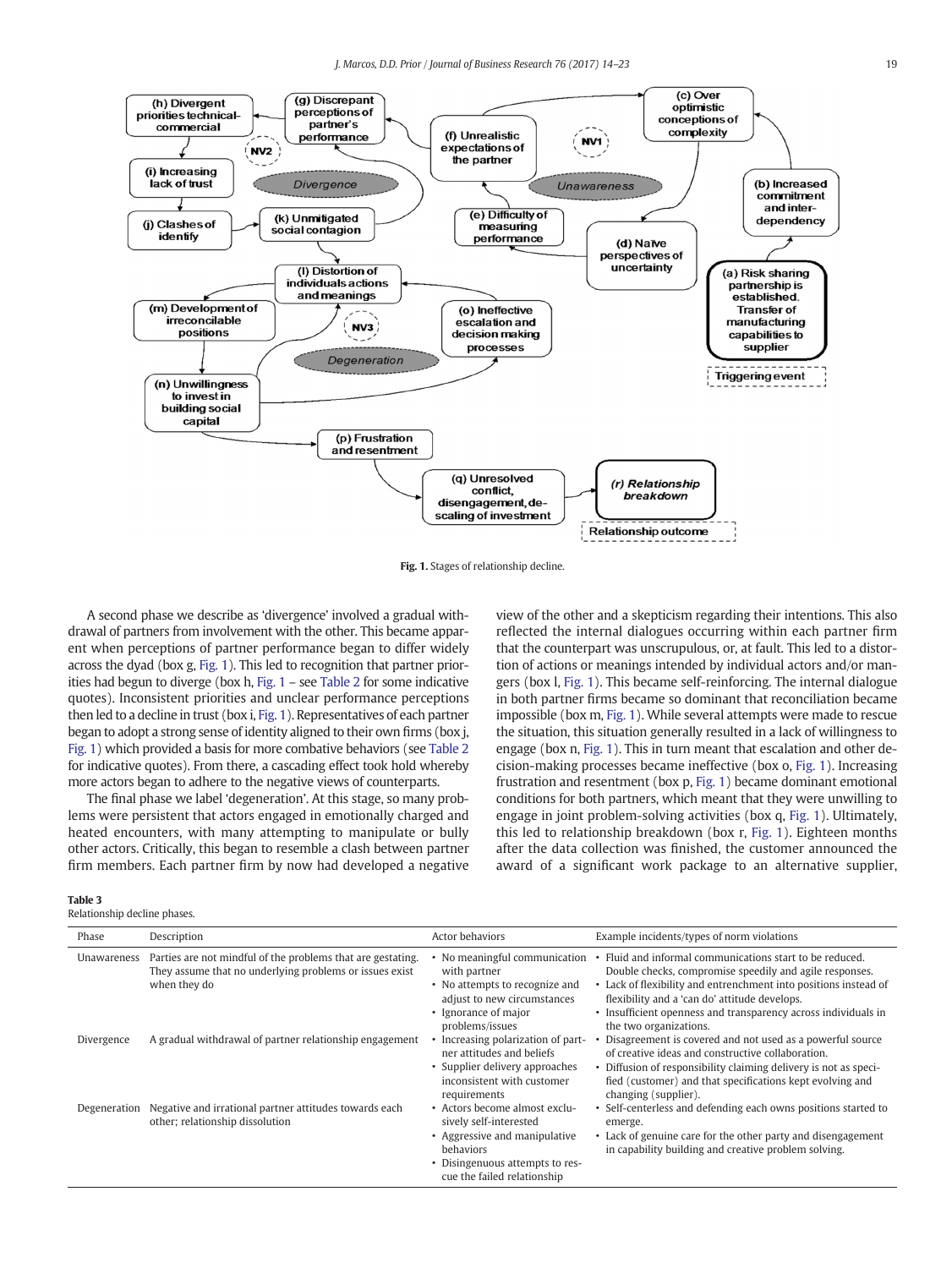Fig. 1. Stages of relationship decline.

A second phase we describe as 'divergence' involved a gradual withdrawal of partners from involvement with the other. This became apparent when perceptions of partner performance began to differ widely across the dyad (box g, Fig. 1). This led to recognition that partner priorities had begun to diverge (box h, Fig. 1 – see Table 2 for some indicative quotes). Inconsistent priorities and unclear performance perceptions then led to a decline in trust (box i, Fig. 1). Representatives of each partner began to adopt a strong sense of identity aligned to their own firms (box j, Fig. 1) which provided a basis for more combative behaviors (see Table 2 for indicative quotes). From there, a cascading effect took hold whereby more actors began to adhere to the negative views of counterparts.

The final phase we label 'degeneration'. At this stage, so many problems were persistent that actors engaged in emotionally charged and heated encounters, with many attempting to manipulate or bully other actors. Critically, this began to resemble a clash between partner firm members. Each partner firm by now had developed a negative view of the other and a skepticism regarding their intentions. This also reflected the internal dialogues occurring within each partner firm that the counterpart was unscrupulous, or, at fault. This led to a distortion of actions or meanings intended by individual actors and/or managers (box l, Fig. 1). This became self-reinforcing. The internal dialogue in both partner firms became so dominant that reconciliation became impossible (box m, Fig. 1). While several attempts were made to rescue the situation, this situation generally resulted in a lack of willingness to engage (box n, Fig. 1). This in turn meant that escalation and other decision-making processes became ineffective (box o, Fig. 1). Increasing frustration and resentment (box p, Fig. 1) became dominant emotional conditions for both partners, which meant that they were unwilling to engage in joint problem-solving activities (box q, Fig. 1). Ultimately, this led to relationship breakdown (box r, Fig. 1). Eighteen months after the data collection was finished, the customer announced the award of a significant work package to an alternative supplier,

**Table 3**
Relationship decline phases.

| Phase | Description | Actor behaviors | Example incidents/types of norm violations |
|---|---|---|---|
| Unawareness | Parties are not mindful of the problems that are gestating. They assume that no underlying problems or issues exist when they do | • No meaningful communication with partner<br>• No attempts to recognize and adjust to new circumstances<br>• Ignorance of major problems/issues | • Fluid and informal communications start to be reduced. Double checks, compromise speedily and agile responses.<br>• Lack of flexibility and entrenchment into positions instead of flexibility and a 'can do' attitude develops.<br>• Insufficient openness and transparency across individuals in the two organizations. |
| Divergence | A gradual withdrawal of partner relationship engagement | • Increasing polarization of partner attitudes and beliefs<br>• Supplier delivery approaches inconsistent with customer requirements | • Disagreement is covered and not used as a powerful source of creative ideas and constructive collaboration.<br>• Diffusion of responsibility claiming delivery is not as specified (customer) and that specifications kept evolving and changing (supplier). |
| Degeneration | Negative and irrational partner attitudes towards each other; relationship dissolution | • Actors become almost exclusively self-interested<br>• Aggressive and manipulative behaviors<br>• Disingenuous attempts to rescue the failed relationship | • Self-centerless and defending each owns positions started to emerge.<br>• Lack of genuine care for the other party and disengagement in capability building and creative problem solving. |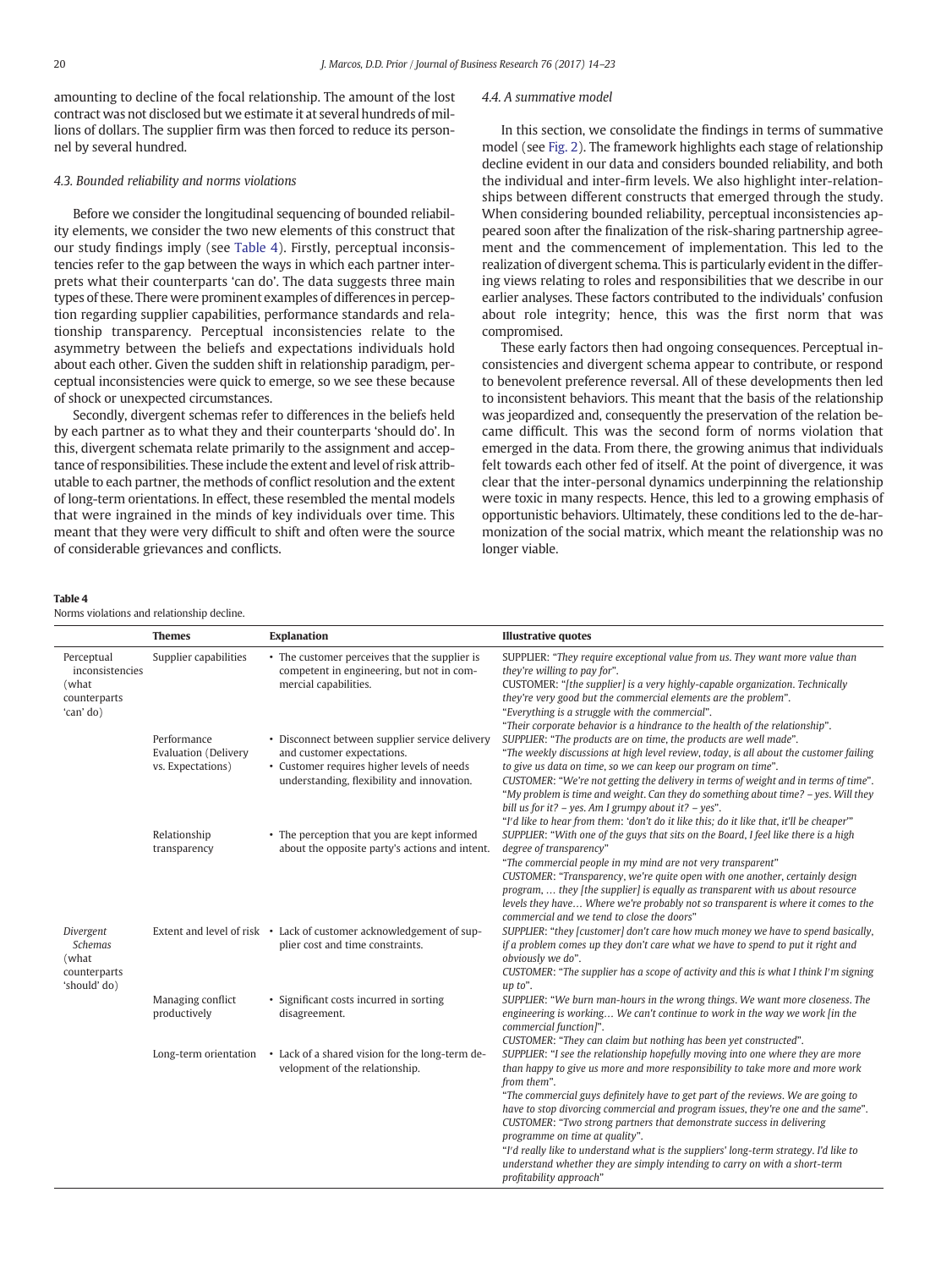amounting to decline of the focal relationship. The amount of the lost contract was not disclosed but we estimate it at several hundreds of millions of dollars. The supplier firm was then forced to reduce its personnel by several hundred.

### 4.3. Bounded reliability and norms violations

Before we consider the longitudinal sequencing of bounded reliability elements, we consider the two new elements of this construct that our study findings imply (see Table 4). Firstly, perceptual inconsistencies refer to the gap between the ways in which each partner interprets what their counterparts 'can do'. The data suggests three main types of these. There were prominent examples of differences in perception regarding supplier capabilities, performance standards and relationship transparency. Perceptual inconsistencies relate to the asymmetry between the beliefs and expectations individuals hold about each other. Given the sudden shift in relationship paradigm, perceptual inconsistencies were quick to emerge, so we see these because of shock or unexpected circumstances.

Secondly, divergent schemas refer to differences in the beliefs held by each partner as to what they and their counterparts 'should do'. In this, divergent schemata relate primarily to the assignment and acceptance of responsibilities. These include the extent and level of risk attributable to each partner, the methods of conflict resolution and the extent of long-term orientations. In effect, these resembled the mental models that were ingrained in the minds of key individuals over time. This meant that they were very difficult to shift and often were the source of considerable grievances and conflicts.

### 4.4. A summative model

In this section, we consolidate the findings in terms of summative model (see Fig. 2). The framework highlights each stage of relationship decline evident in our data and considers bounded reliability, and both the individual and inter-firm levels. We also highlight inter-relationships between different constructs that emerged through the study. When considering bounded reliability, perceptual inconsistencies appeared soon after the finalization of the risk-sharing partnership agreement and the commencement of implementation. This led to the realization of divergent schema. This is particularly evident in the differing views relating to roles and responsibilities that we describe in our earlier analyses. These factors contributed to the individuals' confusion about role integrity; hence, this was the first norm that was compromised.

These early factors then had ongoing consequences. Perceptual inconsistencies and divergent schema appear to contribute, or respond to benevolent preference reversal. All of these developments then led to inconsistent behaviors. This meant that the basis of the relationship was jeopardized and, consequently the preservation of the relation became difficult. This was the second form of norms violation that emerged in the data. From there, the growing animus that individuals felt towards each other fed of itself. At the point of divergence, it was clear that the inter-personal dynamics underpinning the relationship were toxic in many respects. Hence, this led to a growing emphasis of opportunistic behaviors. Ultimately, these conditions led to the de-harmonization of the social matrix, which meant the relationship was no longer viable.

**Table 4**
Norms violations and relationship decline.

| | Themes | Explanation | Illustrative quotes |
|---|---|---|---|
| Perceptual inconsistencies (what counterparts 'can' do) | Supplier capabilities | • The customer perceives that the supplier is competent in engineering, but not in commercial capabilities. | SUPPLIER: "*They require exceptional value from us. They want more value than they're willing to pay for*". CUSTOMER: "*[the supplier] is a very highly-capable organization. Technically they're very good but the commercial elements are the problem*". "*Everything is a struggle with the commercial*". "*Their corporate behavior is a hindrance to the health of the relationship*". |
| | Performance Evaluation (Delivery vs. Expectations) | • Disconnect between supplier service delivery and customer expectations. • Customer requires higher levels of needs understanding, flexibility and innovation. | SUPPLIER: "*The products are on time, the products are well made*". "*The weekly discussions at high level review, today, is all about the customer failing to give us data on time, so we can keep our program on time*". CUSTOMER: "*We're not getting the delivery in terms of weight and in terms of time*". "*My problem is time and weight. Can they do something about time? – yes. Will they bill us for it? – yes. Am I grumpy about it? – yes*". "*I'd like to hear from them: 'don't do it like this; do it like that, it'll be cheaper'*" |
| | Relationship transparency | • The perception that you are kept informed about the opposite party's actions and intent. | SUPPLIER: "*With one of the guys that sits on the Board, I feel like there is a high degree of transparency*" "*The commercial people in my mind are not very transparent*" CUSTOMER: "*Transparency, we're quite open with one another, certainly design program, … they [the supplier] is equally as transparent with us about resource levels they have… Where we're probably not so transparent is where it comes to the commercial and we tend to close the doors*" |
| *Divergent Schemas* (what counterparts 'should' do) | Extent and level of risk | • Lack of customer acknowledgement of supplier cost and time constraints. | SUPPLIER: "*they [customer] don't care how much money we have to spend basically, if a problem comes up they don't care what we have to spend to put it right and obviously we do*". CUSTOMER: "*The supplier has a scope of activity and this is what I think I'm signing up to*". |
| | Managing conflict productively | • Significant costs incurred in sorting disagreement. | SUPPLIER: "*We burn man-hours in the wrong things. We want more closeness. The engineering is working… We can't continue to work in the way we work [in the commercial function]*". CUSTOMER: "*They can claim but nothing has been yet constructed*". |
| | Long-term orientation | • Lack of a shared vision for the long-term development of the relationship. | SUPPLIER: "*I see the relationship hopefully moving into one where they are more than happy to give us more and more responsibility to take more and more work from them*". "*The commercial guys definitely have to get part of the reviews. We are going to have to stop divorcing commercial and program issues, they're one and the same*". CUSTOMER: "*Two strong partners that demonstrate success in delivering programme on time at quality*". "*I'd really like to understand what is the suppliers' long-term strategy. I'd like to understand whether they are simply intending to carry on with a short-term profitability approach*" |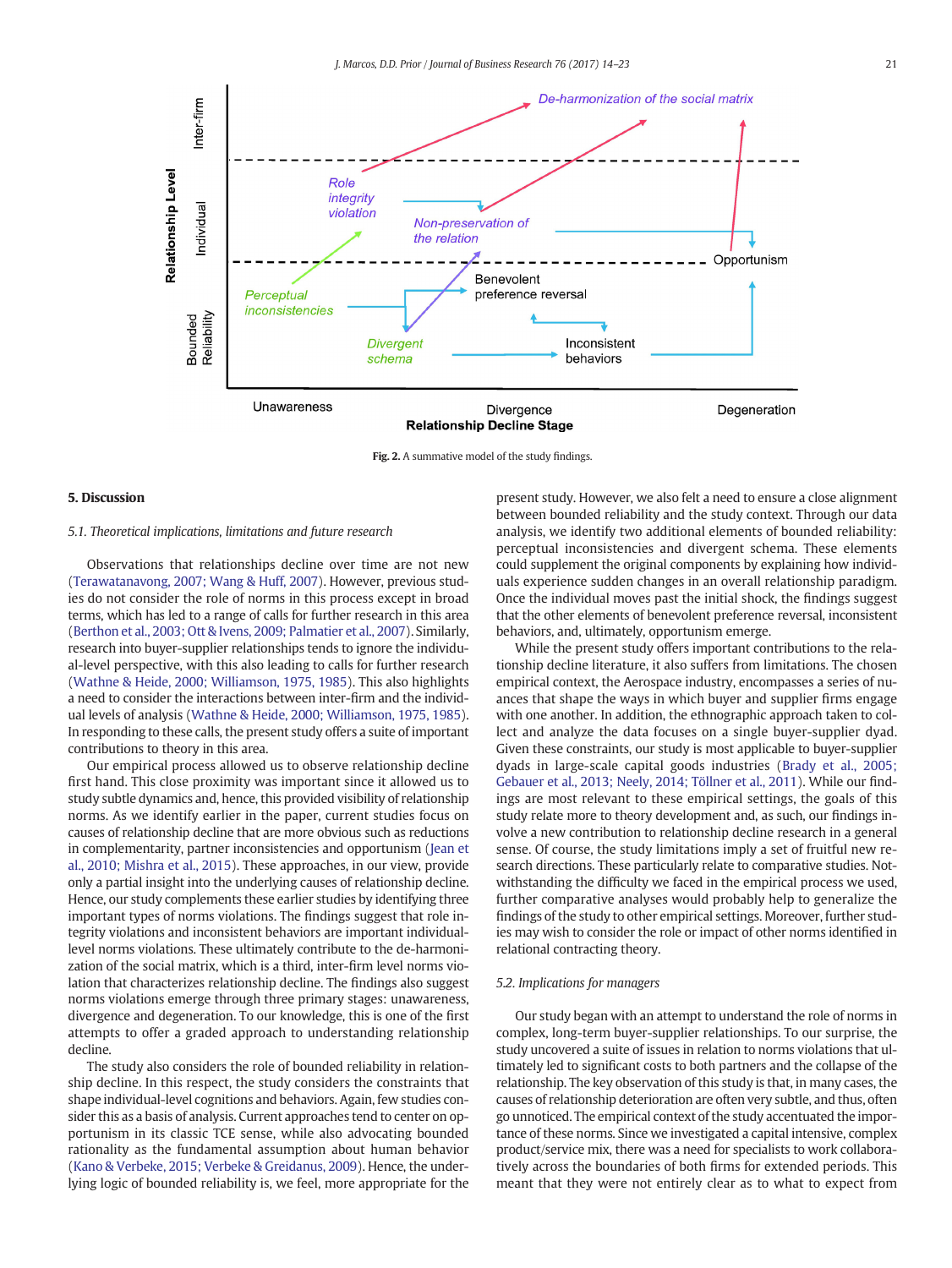Relationship Level

Inter-firm

Individual

Bounded Reliability

De-harmonization of the social matrix

Role integrity violation

Non-preservation of the relation

Opportunism

Benevolent preference reversal

Perceptual inconsistencies

Divergent schema

Inconsistent behaviors

Unawareness

Divergence

Degeneration

Relationship Decline Stage

**Fig. 2.** A summative model of the study findings.

## 5. Discussion

### 5.1. Theoretical implications, limitations and future research

Observations that relationships decline over time are not new (Terawatanavong, 2007; Wang & Huff, 2007). However, previous studies do not consider the role of norms in this process except in broad terms, which has led to a range of calls for further research in this area (Berthon et al., 2003; Ott & Ivens, 2009; Palmatier et al., 2007). Similarly, research into buyer-supplier relationships tends to ignore the individual-level perspective, with this also leading to calls for further research (Wathne & Heide, 2000; Williamson, 1975, 1985). This also highlights a need to consider the interactions between inter-firm and the individual levels of analysis (Wathne & Heide, 2000; Williamson, 1975, 1985). In responding to these calls, the present study offers a suite of important contributions to theory in this area.

Our empirical process allowed us to observe relationship decline first hand. This close proximity was important since it allowed us to study subtle dynamics and, hence, this provided visibility of relationship norms. As we identify earlier in the paper, current studies focus on causes of relationship decline that are more obvious such as reductions in complementarity, partner inconsistencies and opportunism (Jean et al., 2010; Mishra et al., 2015). These approaches, in our view, provide only a partial insight into the underlying causes of relationship decline. Hence, our study complements these earlier studies by identifying three important types of norms violations. The findings suggest that role integrity violations and inconsistent behaviors are important individual-level norms violations. These ultimately contribute to the de-harmonization of the social matrix, which is a third, inter-firm level norms violation that characterizes relationship decline. The findings also suggest norms violations emerge through three primary stages: unawareness, divergence and degeneration. To our knowledge, this is one of the first attempts to offer a graded approach to understanding relationship decline.

The study also considers the role of bounded reliability in relationship decline. In this respect, the study considers the constraints that shape individual-level cognitions and behaviors. Again, few studies consider this as a basis of analysis. Current approaches tend to center on opportunism in its classic TCE sense, while also advocating bounded rationality as the fundamental assumption about human behavior (Kano & Verbeke, 2015; Verbeke & Greidanus, 2009). Hence, the underlying logic of bounded reliability is, we feel, more appropriate for the present study. However, we also felt a need to ensure a close alignment between bounded reliability and the study context. Through our data analysis, we identify two additional elements of bounded reliability: perceptual inconsistencies and divergent schema. These elements could supplement the original components by explaining how individuals experience sudden changes in an overall relationship paradigm. Once the individual moves past the initial shock, the findings suggest that the other elements of benevolent preference reversal, inconsistent behaviors, and, ultimately, opportunism emerge.

While the present study offers important contributions to the relationship decline literature, it also suffers from limitations. The chosen empirical context, the Aerospace industry, encompasses a series of nuances that shape the ways in which buyer and supplier firms engage with one another. In addition, the ethnographic approach taken to collect and analyze the data focuses on a single buyer-supplier dyad. Given these constraints, our study is most applicable to buyer-supplier dyads in large-scale capital goods industries (Brady et al., 2005; Gebauer et al., 2013; Neely, 2014; Töllner et al., 2011). While our findings are most relevant to these empirical settings, the goals of this study relate more to theory development and, as such, our findings involve a new contribution to relationship decline research in a general sense. Of course, the study limitations imply a set of fruitful new research directions. These particularly relate to comparative studies. Notwithstanding the difficulty we faced in the empirical process we used, further comparative analyses would probably help to generalize the findings of the study to other empirical settings. Moreover, further studies may wish to consider the role or impact of other norms identified in relational contracting theory.

### 5.2. Implications for managers

Our study began with an attempt to understand the role of norms in complex, long-term buyer-supplier relationships. To our surprise, the study uncovered a suite of issues in relation to norms violations that ultimately led to significant costs to both partners and the collapse of the relationship. The key observation of this study is that, in many cases, the causes of relationship deterioration are often very subtle, and thus, often go unnoticed. The empirical context of the study accentuated the importance of these norms. Since we investigated a capital intensive, complex product/service mix, there was a need for specialists to work collaboratively across the boundaries of both firms for extended periods. This meant that they were not entirely clear as to what to expect from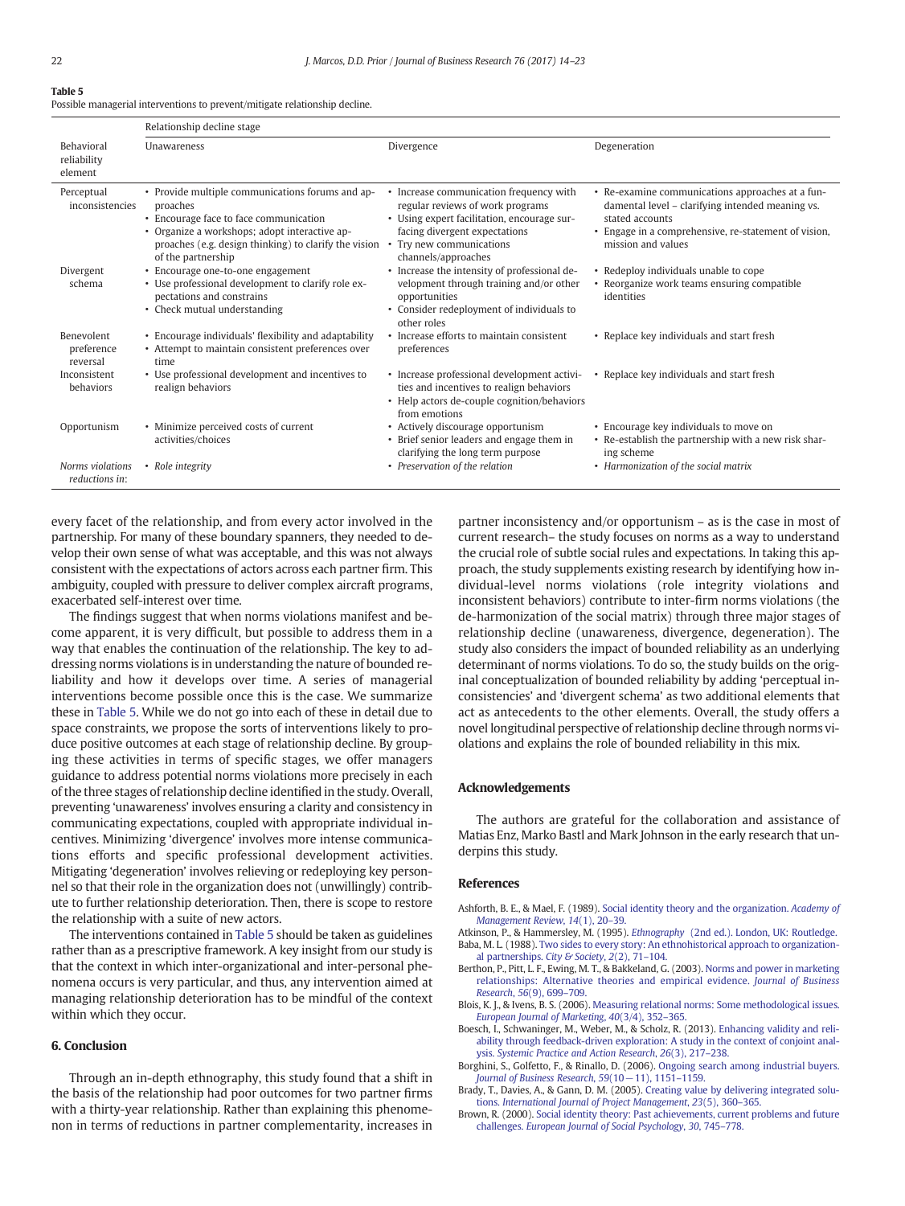**Table 5**
Possible managerial interventions to prevent/mitigate relationship decline.

| Behavioral reliability element | Relationship decline stage<br>Unawareness | Divergence | Degeneration |
|---|---|---|---|
| Perceptual inconsistencies | • Provide multiple communications forums and approaches<br>• Encourage face to face communication<br>• Organize a workshops; adopt interactive approaches (e.g. design thinking) to clarify the vision of the partnership | • Increase communication frequency with regular reviews of work programs<br>• Using expert facilitation, encourage surfacing divergent expectations<br>• Try new communications channels/approaches | • Re-examine communications approaches at a fundamental level – clarifying intended meaning vs. stated accounts<br>• Engage in a comprehensive, re-statement of vision, mission and values |
| Divergent schema | • Encourage one-to-one engagement<br>• Use professional development to clarify role expectations and constrains<br>• Check mutual understanding | • Increase the intensity of professional development through training and/or other opportunities<br>• Consider redeployment of individuals to other roles | • Redeploy individuals unable to cope<br>• Reorganize work teams ensuring compatible identities |
| Benevolent preference reversal | • Encourage individuals' flexibility and adaptability<br>• Attempt to maintain consistent preferences over time | • Increase efforts to maintain consistent preferences | • Replace key individuals and start fresh |
| Inconsistent behaviors | • Use professional development and incentives to realign behaviors | • Increase professional development activities and incentives to realign behaviors<br>• Help actors de-couple cognition/behaviors from emotions | • Replace key individuals and start fresh |
| Opportunism | • Minimize perceived costs of current activities/choices | • Actively discourage opportunism<br>• Brief senior leaders and engage them in clarifying the long term purpose | • Encourage key individuals to move on<br>• Re-establish the partnership with a new risk sharing scheme |
| *Norms violations reductions in:* | • *Role integrity* | • *Preservation of the relation* | • *Harmonization of the social matrix* |

every facet of the relationship, and from every actor involved in the partnership. For many of these boundary spanners, they needed to develop their own sense of what was acceptable, and this was not always consistent with the expectations of actors across each partner firm. This ambiguity, coupled with pressure to deliver complex aircraft programs, exacerbated self-interest over time.

The findings suggest that when norms violations manifest and become apparent, it is very difficult, but possible to address them in a way that enables the continuation of the relationship. The key to addressing norms violations is in understanding the nature of bounded reliability and how it develops over time. A series of managerial interventions become possible once this is the case. We summarize these in Table 5. While we do not go into each of these in detail due to space constraints, we propose the sorts of interventions likely to produce positive outcomes at each stage of relationship decline. By grouping these activities in terms of specific stages, we offer managers guidance to address potential norms violations more precisely in each of the three stages of relationship decline identified in the study. Overall, preventing 'unawareness' involves ensuring a clarity and consistency in communicating expectations, coupled with appropriate individual incentives. Minimizing 'divergence' involves more intense communications efforts and specific professional development activities. Mitigating 'degeneration' involves relieving or redeploying key personnel so that their role in the organization does not (unwillingly) contribute to further relationship deterioration. Then, there is scope to restore the relationship with a suite of new actors.

The interventions contained in Table 5 should be taken as guidelines rather than as a prescriptive framework. A key insight from our study is that the context in which inter-organizational and inter-personal phenomena occurs is very particular, and thus, any intervention aimed at managing relationship deterioration has to be mindful of the context within which they occur.

## 6. Conclusion

Through an in-depth ethnography, this study found that a shift in the basis of the relationship had poor outcomes for two partner firms with a thirty-year relationship. Rather than explaining this phenomenon in terms of reductions in partner complementarity, increases in partner inconsistency and/or opportunism – as is the case in most of current research– the study focuses on norms as a way to understand the crucial role of subtle social rules and expectations. In taking this approach, the study supplements existing research by identifying how individual-level norms violations (role integrity violations and inconsistent behaviors) contribute to inter-firm norms violations (the de-harmonization of the social matrix) through three major stages of relationship decline (unawareness, divergence, degeneration). The study also considers the impact of bounded reliability as an underlying determinant of norms violations. To do so, the study builds on the original conceptualization of bounded reliability by adding 'perceptual inconsistencies' and 'divergent schema' as two additional elements that act as antecedents to the other elements. Overall, the study offers a novel longitudinal perspective of relationship decline through norms violations and explains the role of bounded reliability in this mix.

## Acknowledgements

The authors are grateful for the collaboration and assistance of Matias Enz, Marko Bastl and Mark Johnson in the early research that underpins this study.

## References

Ashforth, B. E., & Mael, F. (1989). Social identity theory and the organization. *Academy of Management Review*, *14*(1), 20–39.

Atkinson, P., & Hammersley, M. (1995). *Ethnography* (2nd ed.). London, UK: Routledge.

Baba, M. L. (1988). Two sides to every story: An ethnohistorical approach to organizational partnerships. *City & Society*, *2*(2), 71–104.

Berthon, P., Pitt, L. F., Ewing, M. T., & Bakkeland, G. (2003). Norms and power in marketing relationships: Alternative theories and empirical evidence. *Journal of Business Research*, *56*(9), 699–709.

Blois, K. J., & Ivens, B. S. (2006). Measuring relational norms: Some methodological issues. *European Journal of Marketing*, *40*(3/4), 352–365.

Boesch, I., Schwaninger, M., Weber, M., & Scholz, R. (2013). Enhancing validity and reliability through feedback-driven exploration: A study in the context of conjoint analysis. *Systemic Practice and Action Research*, *26*(3), 217–238.

Borghini, S., Golfetto, F., & Rinallo, D. (2006). Ongoing search among industrial buyers. *Journal of Business Research*, *59*(10−11), 1151–1159.

Brady, T., Davies, A., & Gann, D. M. (2005). Creating value by delivering integrated solutions. *International Journal of Project Management*, *23*(5), 360–365.

Brown, R. (2000). Social identity theory: Past achievements, current problems and future challenges. *European Journal of Social Psychology*, *30*, 745–778.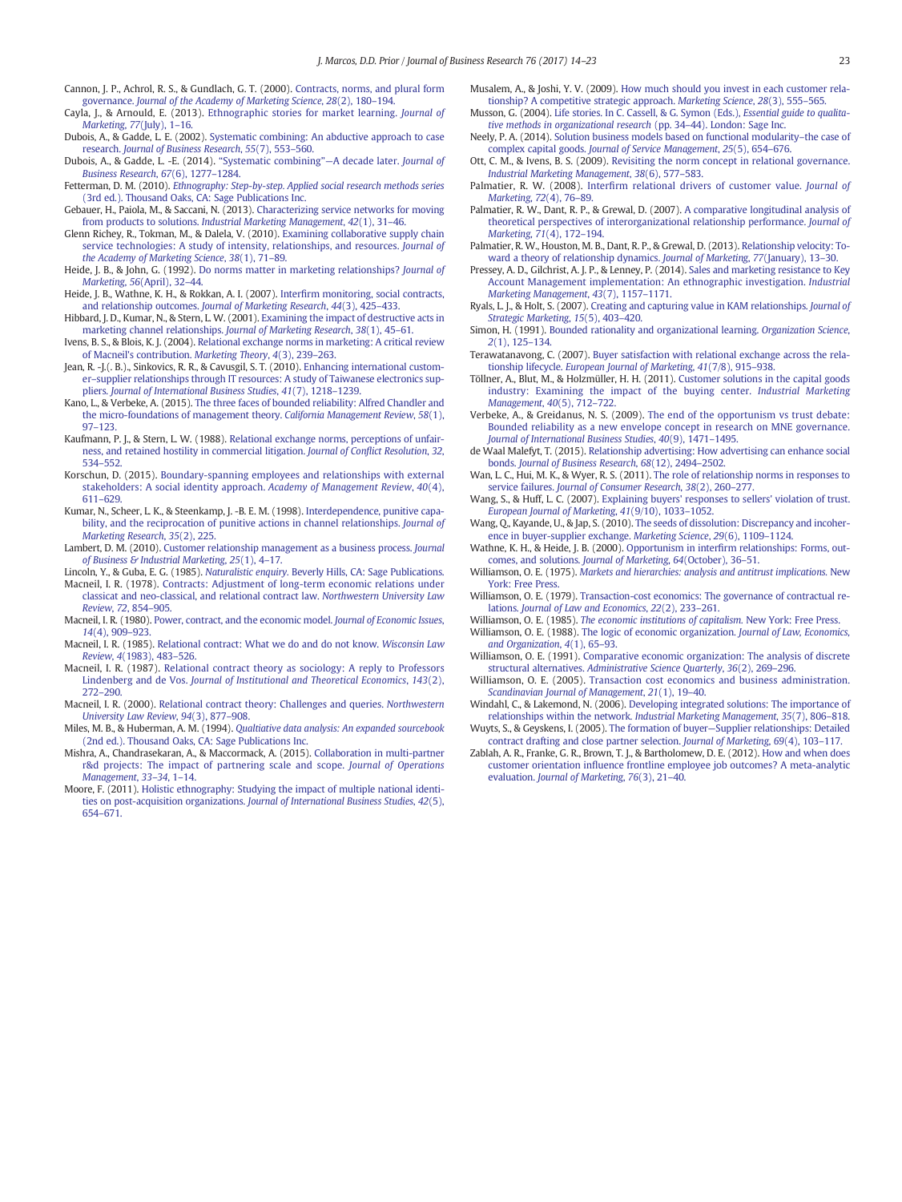Cannon, J. P., Achrol, R. S., & Gundlach, G. T. (2000). Contracts, norms, and plural form governance. *Journal of the Academy of Marketing Science*, *28*(2), 180–194.

Cayla, J., & Arnould, E. (2013). Ethnographic stories for market learning. *Journal of Marketing*, *77*(July), 1–16.

Dubois, A., & Gadde, L. E. (2002). Systematic combining: An abductive approach to case research. *Journal of Business Research*, *55*(7), 553–560.

Dubois, A., & Gadde, L. -E. (2014). "Systematic combining"—A decade later. *Journal of Business Research*, *67*(6), 1277–1284.

Fetterman, D. M. (2010). *Ethnography: Step-by-step. Applied social research methods series* (3rd ed.). Thousand Oaks, CA: Sage Publications Inc.

Gebauer, H., Paiola, M., & Saccani, N. (2013). Characterizing service networks for moving from products to solutions. *Industrial Marketing Management*, *42*(1), 31–46.

Glenn Richey, R., Tokman, M., & Dalela, V. (2010). Examining collaborative supply chain service technologies: A study of intensity, relationships, and resources. *Journal of the Academy of Marketing Science*, *38*(1), 71–89.

Heide, J. B., & John, G. (1992). Do norms matter in marketing relationships? *Journal of Marketing*, *56*(April), 32–44.

Heide, J. B., Wathne, K. H., & Rokkan, A. I. (2007). Interfirm monitoring, social contracts, and relationship outcomes. *Journal of Marketing Research*, *44*(3), 425–433.

Hibbard, J. D., Kumar, N., & Stern, L. W. (2001). Examining the impact of destructive acts in marketing channel relationships. *Journal of Marketing Research*, *38*(1), 45–61.

Ivens, B. S., & Blois, K. J. (2004). Relational exchange norms in marketing: A critical review of Macneil's contribution. *Marketing Theory*, *4*(3), 239–263.

Jean, R. -J.(. B.)., Sinkovics, R. R., & Cavusgil, S. T. (2010). Enhancing international customer–supplier relationships through IT resources: A study of Taiwanese electronics suppliers. *Journal of International Business Studies*, *41*(7), 1218–1239.

Kano, L., & Verbeke, A. (2015). The three faces of bounded reliability: Alfred Chandler and the micro-foundations of management theory. *California Management Review*, *58*(1), 97–123.

Kaufmann, P. J., & Stern, L. W. (1988). Relational exchange norms, perceptions of unfairness, and retained hostility in commercial litigation. *Journal of Conflict Resolution*, *32*, 534–552.

Korschun, D. (2015). Boundary-spanning employees and relationships with external stakeholders: A social identity approach. *Academy of Management Review*, *40*(4), 611–629.

Kumar, N., Scheer, L. K., & Steenkamp, J. -B. E. M. (1998). Interdependence, punitive capability, and the reciprocation of punitive actions in channel relationships. *Journal of Marketing Research*, *35*(2), 225.

Lambert, D. M. (2010). Customer relationship management as a business process. *Journal of Business & Industrial Marketing*, *25*(1), 4–17.

Lincoln, Y., & Guba, E. G. (1985). *Naturalistic enquiry*. Beverly Hills, CA: Sage Publications.

Macneil, I. R. (1978). Contracts: Adjustment of long-term economic relations under classicat and neo-classical, and relational contract law. *Northwestern University Law Review*, *72*, 854–905.

Macneil, I. R. (1980). Power, contract, and the economic model. *Journal of Economic Issues*, *14*(4), 909–923.

Macneil, I. R. (1985). Relational contract: What we do and do not know. *Wisconsin Law Review*, *4*(1983), 483–526.

Macneil, I. R. (1987). Relational contract theory as sociology: A reply to Professors Lindenberg and de Vos. *Journal of Institutional and Theoretical Economics*, *143*(2), 272–290.

Macneil, I. R. (2000). Relational contract theory: Challenges and queries. *Northwestern University Law Review*, *94*(3), 877–908.

Miles, M. B., & Huberman, A. M. (1994). *Qualtiative data analysis: An expanded sourcebook* (2nd ed.). Thousand Oaks, CA: Sage Publications Inc.

Mishra, A., Chandrasekaran, A., & Maccormack, A. (2015). Collaboration in multi-partner r&d projects: The impact of partnering scale and scope. *Journal of Operations Management*, *33–34*, 1–14.

Moore, F. (2011). Holistic ethnography: Studying the impact of multiple national identities on post-acquisition organizations. *Journal of International Business Studies*, *42*(5), 654–671.

Musalem, A., & Joshi, Y. V. (2009). How much should you invest in each customer relationship? A competitive strategic approach. *Marketing Science*, *28*(3), 555–565.

Musson, G. (2004). Life stories. In C. Cassell, & G. Symon (Eds.), *Essential guide to qualitative methods in organizational research* (pp. 34–44). London: Sage Inc.

Neely, P. A. (2014). Solution business models based on functional modularity–the case of complex capital goods. *Journal of Service Management*, *25*(5), 654–676.

Ott, C. M., & Ivens, B. S. (2009). Revisiting the norm concept in relational governance. *Industrial Marketing Management*, *38*(6), 577–583.

Palmatier, R. W. (2008). Interfirm relational drivers of customer value. *Journal of Marketing*, *72*(4), 76–89.

Palmatier, R. W., Dant, R. P., & Grewal, D. (2007). A comparative longitudinal analysis of theoretical perspectives of interorganizational relationship performance. *Journal of Marketing*, *71*(4), 172–194.

Palmatier, R. W., Houston, M. B., Dant, R. P., & Grewal, D. (2013). Relationship velocity: Toward a theory of relationship dynamics. *Journal of Marketing*, *77*(January), 13–30.

Pressey, A. D., Gilchrist, A. J. P., & Lenney, P. (2014). Sales and marketing resistance to Key Account Management implementation: An ethnographic investigation. *Industrial Marketing Management*, *43*(7), 1157–1171.

Ryals, L. J., & Holt, S. (2007). Creating and capturing value in KAM relationships. *Journal of Strategic Marketing*, *15*(5), 403–420.

Simon, H. (1991). Bounded rationality and organizational learning. *Organization Science*, *2*(1), 125–134.

Terawatanavong, C. (2007). Buyer satisfaction with relational exchange across the relationship lifecycle. *European Journal of Marketing*, *41*(7/8), 915–938.

Töllner, A., Blut, M., & Holzmüller, H. H. (2011). Customer solutions in the capital goods industry: Examining the impact of the buying center. *Industrial Marketing Management*, *40*(5), 712–722.

Verbeke, A., & Greidanus, N. S. (2009). The end of the opportunism vs trust debate: Bounded reliability as a new envelope concept in research on MNE governance. *Journal of International Business Studies*, *40*(9), 1471–1495.

de Waal Malefyt, T. (2015). Relationship advertising: How advertising can enhance social bonds. *Journal of Business Research*, *68*(12), 2494–2502.

Wan, L. C., Hui, M. K., & Wyer, R. S. (2011). The role of relationship norms in responses to service failures. *Journal of Consumer Research*, *38*(2), 260–277.

Wang, S., & Huff, L. C. (2007). Explaining buyers' responses to sellers' violation of trust. *European Journal of Marketing*, *41*(9/10), 1033–1052.

Wang, Q., Kayande, U., & Jap, S. (2010). The seeds of dissolution: Discrepancy and incoherence in buyer-supplier exchange. *Marketing Science*, *29*(6), 1109–1124.

Wathne, K. H., & Heide, J. B. (2000). Opportunism in interfirm relationships: Forms, outcomes, and solutions. *Journal of Marketing*, *64*(October), 36–51.

Williamson, O. E. (1975). *Markets and hierarchies: analysis and antitrust implications*. New York: Free Press.

Williamson, O. E. (1979). Transaction-cost economics: The governance of contractual relations. *Journal of Law and Economics*, *22*(2), 233–261.

Williamson, O. E. (1985). *The economic institutions of capitalism*. New York: Free Press.

Williamson, O. E. (1988). The logic of economic organization. *Journal of Law, Economics, and Organization*, *4*(1), 65–93.

Williamson, O. E. (1991). Comparative economic organization: The analysis of discrete structural alternatives. *Administrative Science Quarterly*, *36*(2), 269–296.

Williamson, O. E. (2005). Transaction cost economics and business administration. *Scandinavian Journal of Management*, *21*(1), 19–40.

Windahl, C., & Lakemond, N. (2006). Developing integrated solutions: The importance of relationships within the network. *Industrial Marketing Management*, *35*(7), 806–818.

Wuyts, S., & Geyskens, I. (2005). The formation of buyer—Supplier relationships: Detailed contract drafting and close partner selection. *Journal of Marketing*, *69*(4), 103–117.

Zablah, A. R., Franke, G. R., Brown, T. J., & Bartholomew, D. E. (2012). How and when does customer orientation influence frontline employee job outcomes? A meta-analytic evaluation. *Journal of Marketing*, *76*(3), 21–40.